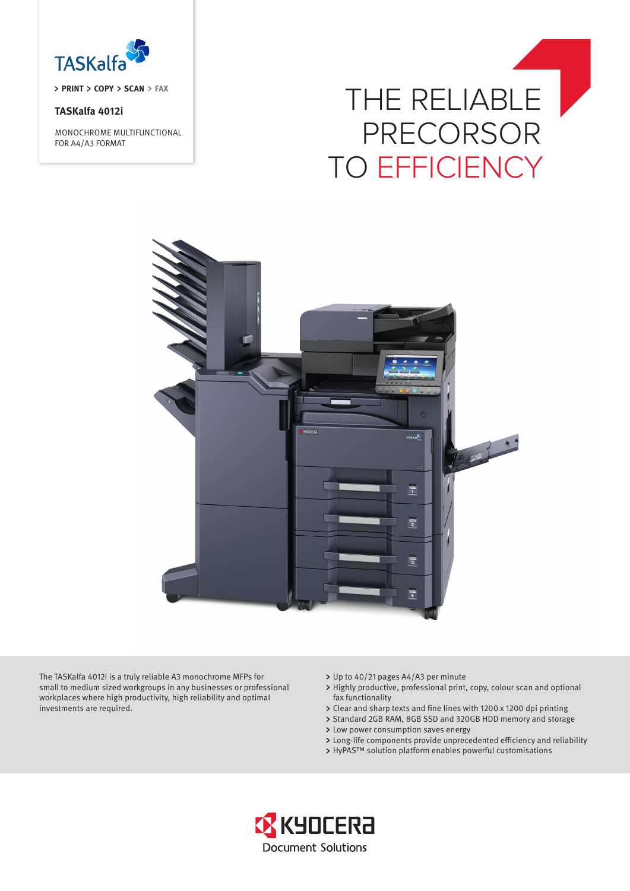TASKalfa

> PRINT > COPY > SCAN > FAX

**TASKalfa 4012i**

MONOCHROME MULTIFUNCTIONAL
FOR A4/A3 FORMAT

# THE RELIABLE PRECORSOR TO EFFICIENCY

The TASKalfa 4012i is a truly reliable A3 monochrome MFPs for small to medium sized workgroups in any businesses or professional workplaces where high productivity, high reliability and optimal investments are required.

- Up to 40/21 pages A4/A3 per minute
- Highly productive, professional print, copy, colour scan and optional fax functionality
- Clear and sharp texts and fine lines with 1200 x 1200 dpi printing
- Standard 2GB RAM, 8GB SSD and 320GB HDD memory and storage
- Low power consumption saves energy
- Long-life components provide unprecedented efficiency and reliability
- HyPAS™ solution platform enables powerful customisations

KYOCERA
Document Solutions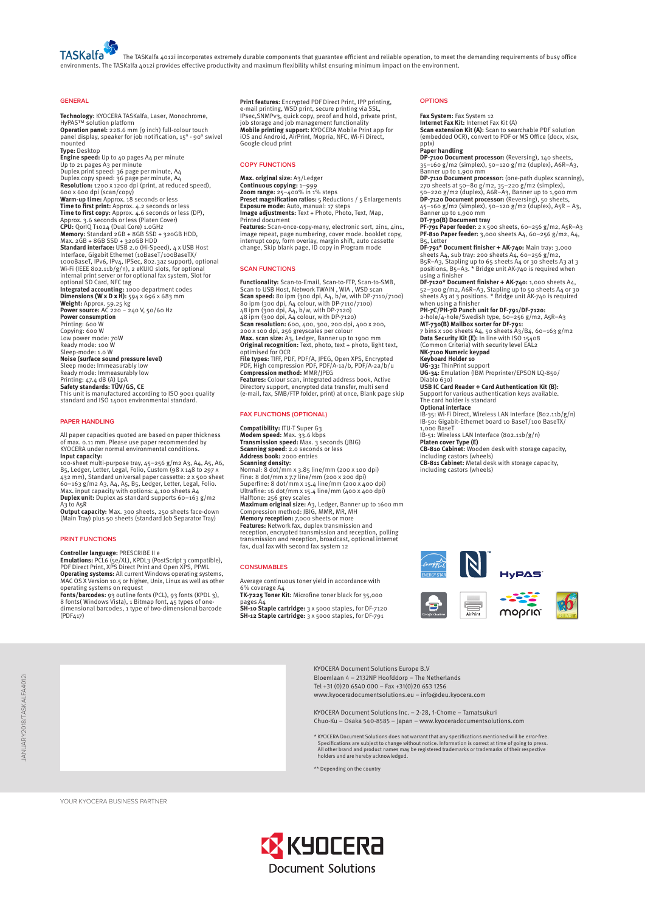TASKalfa The TASKalfa 4012i incorporates extremely durable components that guarantee efficient and reliable operation, to meet the demanding requirements of busy office environments. The TASKalfa 4012i provides effective productivity and maximum flexibility whilst ensuring minimum impact on the environment.

## GENERAL

**Technology:** KYOCERA TASKalfa, Laser, Monochrome, HyPAS™ solution platform
**Operation panel:** 228.6 mm (9 inch) full-colour touch panel display, speaker for job notification, 15° - 90° swivel mounted
**Type:** Desktop
**Engine speed:** Up to 40 pages A4 per minute
Up to 21 pages A3 per minute
Duplex print speed: 36 page per minute, A4
Duplex copy speed: 36 page per minute, A4
**Resolution:** 1200 x 1200 dpi (print, at reduced speed), 600 x 600 dpi (scan/copy)
**Warm-up time:** Approx. 18 seconds or less
**Time to first print:** Approx. 4.2 seconds or less
**Time to first copy:** Approx. 4.6 seconds or less (DP), Approx. 3.6 seconds or less (Platen Cover)
**CPU:** QorIQ T1024 (Dual Core) 1.0GHz
**Memory:** Standard 2GB + 8GB SSD + 320GB HDD, Max. 2GB + 8GB SSD + 320GB HDD
**Standard interface:** USB 2.0 (Hi-Speed), 4 x USB Host Interface, Gigabit Ethernet (10BaseT/100BaseTX/1000BaseT, IPv6, IPv4, IPSec, 802.3az support), optional Wi-Fi (IEEE 802.11b/g/n), 2 eKUIO slots, for optional internal print server or for optional fax system, Slot for optional SD Card, NFC tag
**Integrated accounting:** 1000 department codes
**Dimensions (W x D x H):** 594 x 696 x 683 mm
**Weight:** Approx. 59.25 kg
**Power source:** AC 220 ~ 240 V, 50/60 Hz
**Power consumption**
Printing: 600 W
Copying: 600 W
Low power mode: 70W
Ready mode: 100 W
Sleep-mode: 1.0 W
**Noise (surface sound pressure level)**
Sleep mode: Immeasurably low
Ready mode: Immeasurably low
Printing: 47.4 dB (A) LpA
**Safety standards: TÜV/GS, CE**
This unit is manufactured according to ISO 9001 quality standard and ISO 14001 environmental standard.

## PAPER HANDLING

All paper capacities quoted are based on paper thickness of max. 0.11 mm. Please use paper recommended by KYOCERA under normal environmental conditions.
**Input capacity:**
100-sheet multi-purpose tray, 45–256 g/m2 A3, A4, A5, A6, B5, Ledger, Letter, Legal, Folio, Custom (98 x 148 to 297 x 432 mm), Standard universal paper cassette: 2 x 500 sheet 60–163 g/m2 A3, A4, A5, B5, Ledger, Letter, Legal, Folio.
Max. input capacity with options: 4,100 sheets A4
**Duplex unit:** Duplex as standard supports 60–163 g/m2 A3 to A5R
**Output capacity:** Max. 300 sheets, 250 sheets face-down (Main Tray) plus 50 sheets (standard Job Separator Tray)

## PRINT FUNCTIONS

**Controller language:** PRESCRIBE II e
**Emulations:** PCL6 (5e/XL), KPDL3 (PostScript 3 compatible), PDF Direct Print, XPS Direct Print and Open XPS, PPML
**Operating systems:** All current Windows operating systems, MAC OS X Version 10.5 or higher, Unix, Linux as well as other operating systems on request
**Fonts/barcodes:** 93 outline fonts (PCL), 93 fonts (KPDL 3), 8 fonts( Windows Vista), 1 Bitmap font, 45 types of one-dimensional barcodes, 1 type of two-dimensional barcode (PDF417)

**Print features:** Encrypted PDF Direct Print, IPP printing, e-mail printing, WSD print, secure printing via SSL, IPsec,SNMPv3, quick copy, proof and hold, private print, job storage and job management functionality
**Mobile printing support:** KYOCERA Mobile Print app for iOS and Android, AirPrint, Mopria, NFC, Wi-Fi Direct, Google cloud print

## COPY FUNCTIONS

**Max. original size:** A3/Ledger
**Continuous copying:** 1–999
**Zoom range:** 25–400% in 1% steps
**Preset magnification ratios:** 5 Reductions / 5 Enlargements
**Exposure mode:** Auto, manual: 17 steps
**Image adjustments:** Text + Photo, Photo, Text, Map, Printed document
**Features:** Scan-once-copy-many, electronic sort, 2in1, 4in1, image repeat, page numbering, cover mode. booklet copy, interrupt copy, form overlay, margin shift, auto cassette change, Skip blank page, ID copy in Program mode

## SCAN FUNCTIONS

**Functionality:** Scan-to-Email, Scan-to-FTP, Scan-to-SMB, Scan to USB Host, Network TWAIN , WIA , WSD scan
**Scan speed:** 80 ipm (300 dpi, A4, b/w, with DP-7110/7100)
80 ipm (300 dpi, A4 colour, with DP-7110/7100)
48 ipm (300 dpi, A4, b/w, with DP-7120)
48 ipm (300 dpi, A4 colour, with DP-7120)
**Scan resolution:** 600, 400, 300, 200 dpi, 400 x 200, 200 x 100 dpi, 256 greyscales per colour
**Max. scan size:** A3, Ledger, Banner up to 1900 mm
**Original recognition:** Text, photo, text + photo, light text, optimised for OCR
**File types:** TIFF, PDF, PDF/A, JPEG, Open XPS, Encrypted PDF, High compression PDF, PDF/A-1a/b, PDF/A-2a/b/u
**Compression method:** MMR/JPEG
**Features:** Colour scan, integrated address book, Active Directory support, encrypted data transfer, multi send (e-mail, fax, SMB/FTP folder, print) at once, Blank page skip

## FAX FUNCTIONS (OPTIONAL)

**Compatibility:** ITU-T Super G3
**Modem speed:** Max. 33.6 kbps
**Transmission speed:** Max. 3 seconds (JBIG)
**Scanning speed:** 2.0 seconds or less
**Address book:** 2000 entries
**Scanning density:**
Normal: 8 dot/mm x 3.85 line/mm (200 x 100 dpi)
Fine: 8 dot/mm x 7.7 line/mm (200 x 200 dpi)
Superfine: 8 dot/mm x 15.4 line/mm (200 x 400 dpi)
Ultrafine: 16 dot/mm x 15.4 line/mm (400 x 400 dpi)
Halftone: 256 grey scales
**Maximum original size:** A3, Ledger, Banner up to 1600 mm
Compression method: JBIG, MMR, MR, MH
**Memory reception:** 7,000 sheets or more
**Features:** Network fax, duplex transmission and reception, encrypted transmission and reception, polling transmission and reception, broadcast, optional internet fax, dual fax with second fax system 12

## CONSUMABLES

Average continuous toner yield in accordance with 6% coverage A4
**TK-7225 Toner Kit:** Microfine toner black for 35,000 pages A4
**SH-10 Staple cartridge:** 3 x 5000 staples, for DF-7120
**SH-12 Staple cartridge:** 3 x 5000 staples, for DF-791

## OPTIONS

**Fax System:** Fax System 12
**Internet Fax Kit:** Internet Fax Kit (A)
**Scan extension Kit (A):** Scan to searchable PDF solution (embedded OCR), convert to PDF or MS Office (docx, xlsx, pptx)
**Paper handling**
**DP-7100 Document processor:** (Reversing), 140 sheets, 35–160 g/m2 (simplex), 50–120 g/m2 (duplex), A6R–A3, Banner up to 1,900 mm
**DP-7110 Document processor:** (one-path duplex scanning), 270 sheets at 50–80 g/m2, 35–220 g/m2 (simplex), 50–220 g/m2 (duplex), A6R–A3, Banner up to 1,900 mm
**DP-7120 Document processor:** (Reversing), 50 sheets, 45–160 g/m2 (simplex), 50–120 g/m2 (duplex), A5R – A3, Banner up to 1,900 mm
**DT-730(B) Document tray**
**PF-791 Paper feeder:** 2 x 500 sheets, 60–256 g/m2, A5R–A3
**PF-810 Paper feeder:** 3,000 sheets A4, 60–256 g/m2, A4, B5, Letter
**DF-791* Document finisher + AK-740:** Main tray: 3,000 sheets A4, sub tray: 200 sheets A4, 60–256 g/m2, B5R–A3, Stapling up to 65 sheets A4 or 30 sheets A3 at 3 positions, B5–A3. * Bridge unit AK-740 is required when using a finisher
**DF-7120* Document finisher + AK-740:** 1,000 sheets A4, 52–300 g/m2, A6R–A3, Stapling up to 50 sheets A4 or 30 sheets A3 at 3 positions. * Bridge unit AK-740 is required when using a finisher
**PH-7C/PH-7D Punch unit for DF-791/DF-7120:** 2-hole/4-hole/Swedish type, 60–256 g/m2, A5R–A3
**MT-730(B) Mailbox sorter for DF-791:** 7 bins x 100 sheets A4, 50 sheets A3/B4, 60–163 g/m2
**Data Security Kit (E):** In line with ISO 15408 (Common Criteria) with security level EAL2
**NK-7100 Numeric keypad**
**Keyboard Holder 10**
**UG-33:** ThinPrint support
**UG-34:** Emulation (IBM Proprinter/EPSON LQ-850/Diablo 630)
**USB IC Card Reader + Card Authentication Kit (B):** Support for various authentication keys available. The card holder is standard
**Optional interface**
IB-35: Wi-Fi Direct, Wireless LAN Interface (802.11b/g/n)
IB-50: Gigabit-Ethernet board 10 BaseT/100 BaseTX/1,000 BaseT
IB-51: Wireless LAN Interface (802.11b/g/n)
**Platen cover Type (E)**
**CB-810 Cabinet:** Wooden desk with storage capacity, including castors (wheels)
**CB-811 Cabinet:** Metal desk with storage capacity, including castors (wheels)

ENERGY STAR HyPAS Google Cloud Print AirPrint mopria

JANUARY2018/TASKALFA4012i

KYOCERA Document Solutions Europe B.V
Bloemlaan 4 – 2132NP Hoofddorp – The Netherlands
Tel +31 (0)20 6540 000 – Fax +31(0)20 653 1256
www.kyoceradocumentsolutions.eu – info@deu.kyocera.com

KYOCERA Document Solutions Inc. – 2-28, 1-Chome – Tamatsukuri
Chuo-Ku – Osaka 540-8585 – Japan – www.kyoceradocumentsolutions.com

* KYOCERA Document Solutions does not warrant that any specifications mentioned will be error-free. Specifications are subject to change without notice. Information is correct at time of going to press. All other brand and product names may be registered trademarks or trademarks of their respective holders and are hereby acknowledged.

** Depending on the country

YOUR KYOCERA BUSINESS PARTNER

KYOCERA Document Solutions